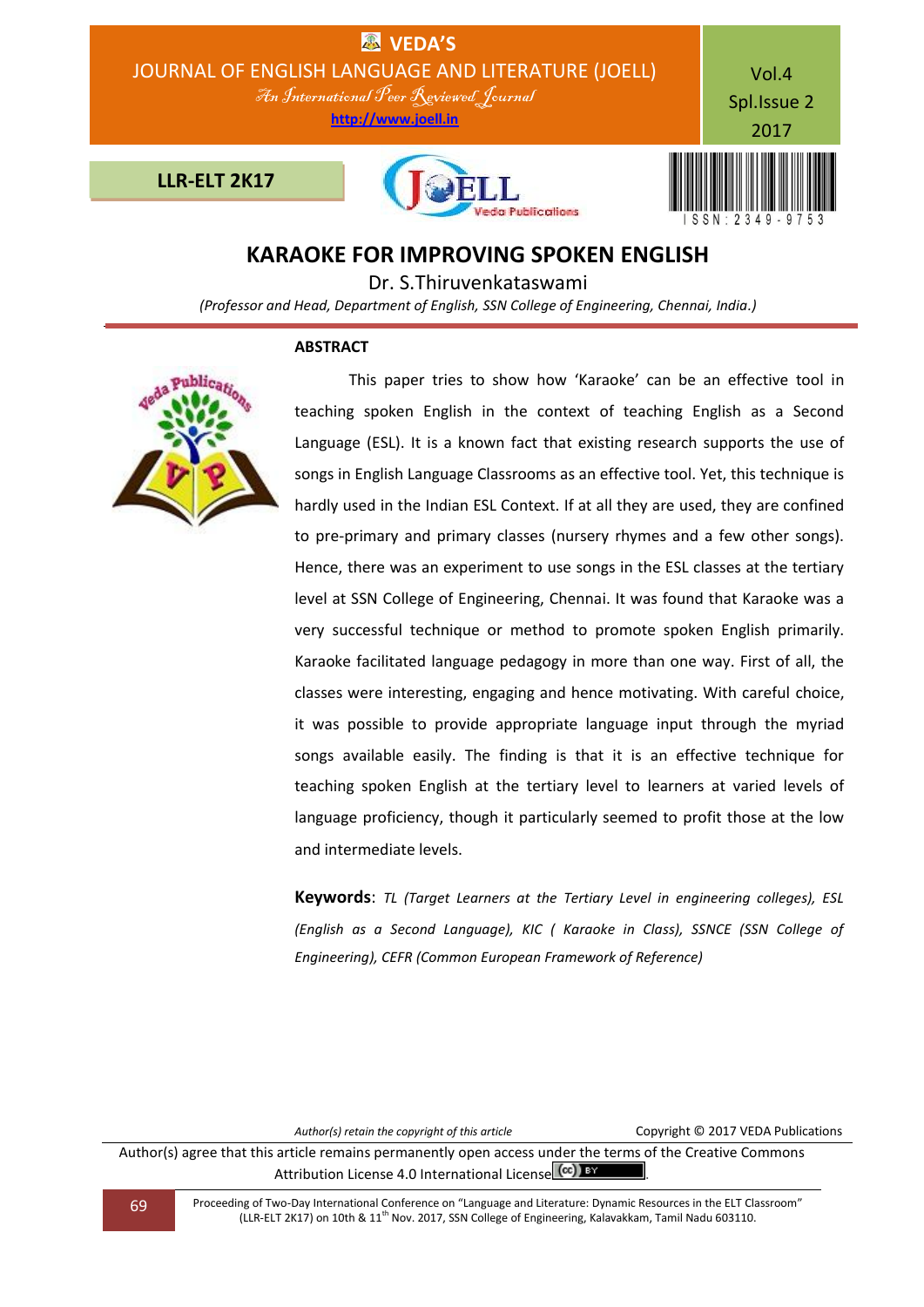# KARAOKE FOR IMPROVING SPOKEN ENGLISH

Dr. S.Thiruvenkataswami

*(Professor and Head, Department of English, SSN College of Engineering, Chennai, India.)*

## ABSTRACT

This paper tries to show how 'Karaoke' can be an effective tool in teaching spoken English in the context of teaching English as a Second Language (ESL). It is a known fact that existing research supports the use of songs in English Language Classrooms as an effective tool. Yet, this technique is hardly used in the Indian ESL Context. If at all they are used, they are confined to pre-primary and primary classes (nursery rhymes and a few other songs). Hence, there was an experiment to use songs in the ESL classes at the tertiary level at SSN College of Engineering, Chennai. It was found that Karaoke was a very successful technique or method to promote spoken English primarily. Karaoke facilitated language pedagogy in more than one way. First of all, the classes were interesting, engaging and hence motivating. With careful choice, it was possible to provide appropriate language input through the myriad songs available easily. The finding is that it is an effective technique for teaching spoken English at the tertiary level to learners at varied levels of language proficiency, though it particularly seemed to profit those at the low and intermediate levels.

**Keywords**: *TL (Target Learners at the Tertiary Level in engineering colleges), ESL (English as a Second Language), KIC ( Karaoke in Class), SSNCE (SSN College of Engineering), CEFR (Common European Framework of Reference)*

*Author(s) retain the copyright of this article* Copyright © 2017 VEDA Publications

Author(s) agree that this article remains permanently open access under the terms of the Creative Commons Attribution License 4.0 International License.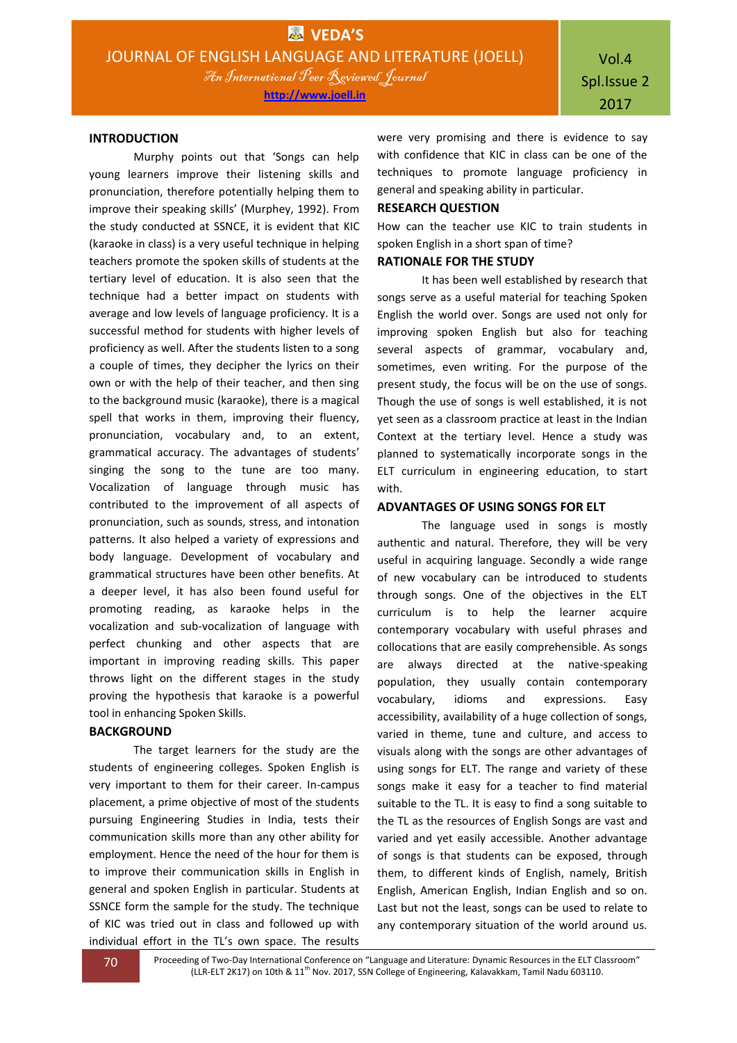## INTRODUCTION

Murphy points out that 'Songs can help young learners improve their listening skills and pronunciation, therefore potentially helping them to improve their speaking skills' (Murphey, 1992). From the study conducted at SSNCE, it is evident that KIC (karaoke in class) is a very useful technique in helping teachers promote the spoken skills of students at the tertiary level of education. It is also seen that the technique had a better impact on students with average and low levels of language proficiency. It is a successful method for students with higher levels of proficiency as well. After the students listen to a song a couple of times, they decipher the lyrics on their own or with the help of their teacher, and then sing to the background music (karaoke), there is a magical spell that works in them, improving their fluency, pronunciation, vocabulary and, to an extent, grammatical accuracy. The advantages of students' singing the song to the tune are too many. Vocalization of language through music has contributed to the improvement of all aspects of pronunciation, such as sounds, stress, and intonation patterns. It also helped a variety of expressions and body language. Development of vocabulary and grammatical structures have been other benefits. At a deeper level, it has also been found useful for promoting reading, as karaoke helps in the vocalization and sub-vocalization of language with perfect chunking and other aspects that are important in improving reading skills. This paper throws light on the different stages in the study proving the hypothesis that karaoke is a powerful tool in enhancing Spoken Skills.

## BACKGROUND

The target learners for the study are the students of engineering colleges. Spoken English is very important to them for their career. In-campus placement, a prime objective of most of the students pursuing Engineering Studies in India, tests their communication skills more than any other ability for employment. Hence the need of the hour for them is to improve their communication skills in English in general and spoken English in particular. Students at SSNCE form the sample for the study. The technique of KIC was tried out in class and followed up with individual effort in the TL's own space. The results were very promising and there is evidence to say with confidence that KIC in class can be one of the techniques to promote language proficiency in general and speaking ability in particular.

## RESEARCH QUESTION

How can the teacher use KIC to train students in spoken English in a short span of time?

## RATIONALE FOR THE STUDY

It has been well established by research that songs serve as a useful material for teaching Spoken English the world over. Songs are used not only for improving spoken English but also for teaching several aspects of grammar, vocabulary and, sometimes, even writing. For the purpose of the present study, the focus will be on the use of songs. Though the use of songs is well established, it is not yet seen as a classroom practice at least in the Indian Context at the tertiary level. Hence a study was planned to systematically incorporate songs in the ELT curriculum in engineering education, to start with.

## ADVANTAGES OF USING SONGS FOR ELT

The language used in songs is mostly authentic and natural. Therefore, they will be very useful in acquiring language. Secondly a wide range of new vocabulary can be introduced to students through songs. One of the objectives in the ELT curriculum is to help the learner acquire contemporary vocabulary with useful phrases and collocations that are easily comprehensible. As songs are always directed at the native-speaking population, they usually contain contemporary vocabulary, idioms and expressions. Easy accessibility, availability of a huge collection of songs, varied in theme, tune and culture, and access to visuals along with the songs are other advantages of using songs for ELT. The range and variety of these songs make it easy for a teacher to find material suitable to the TL. It is easy to find a song suitable to the TL as the resources of English Songs are vast and varied and yet easily accessible. Another advantage of songs is that students can be exposed, through them, to different kinds of English, namely, British English, American English, Indian English and so on. Last but not the least, songs can be used to relate to any contemporary situation of the world around us.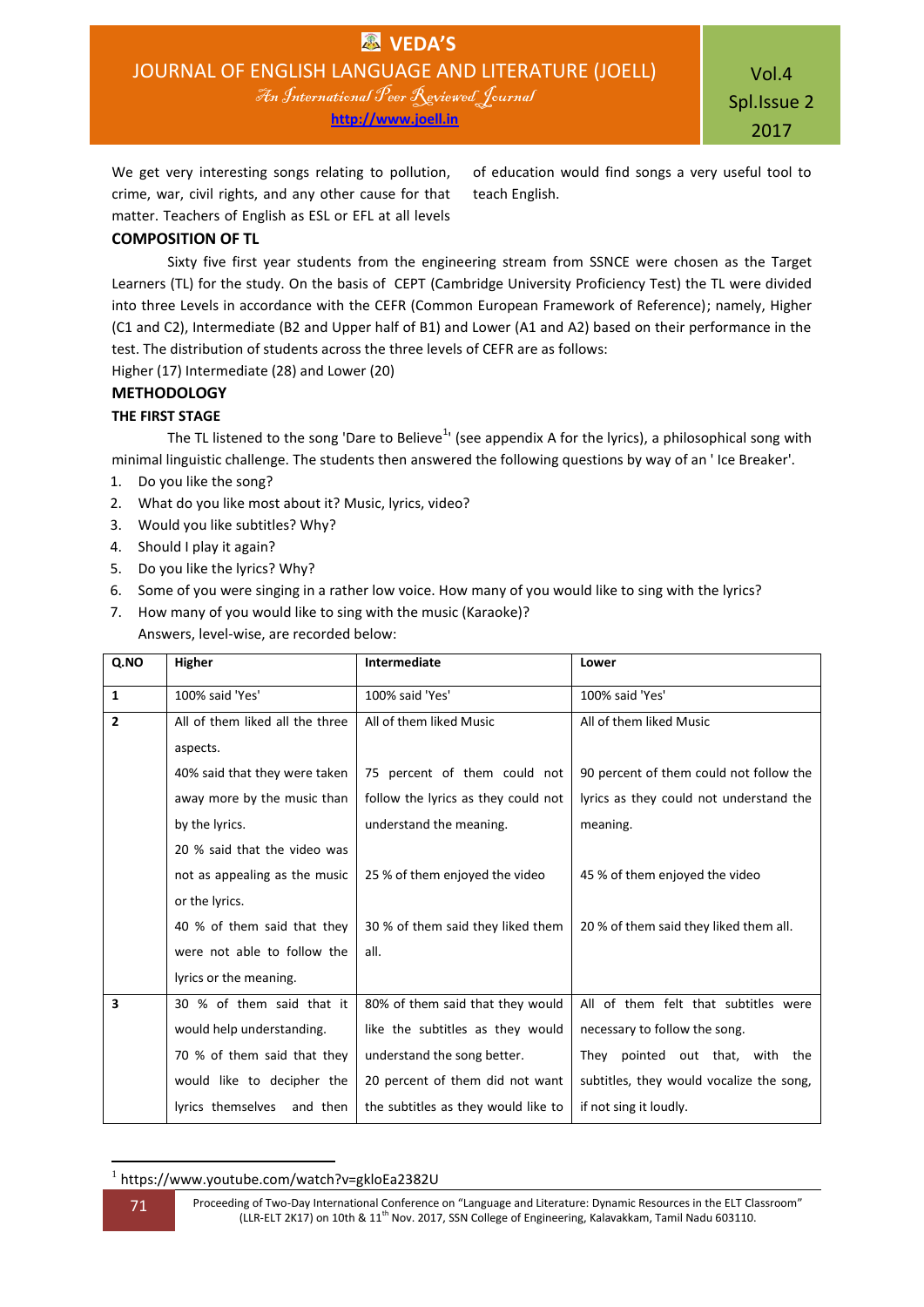We get very interesting songs relating to pollution, crime, war, civil rights, and any other cause for that matter. Teachers of English as ESL or EFL at all levels of education would find songs a very useful tool to teach English.

## COMPOSITION OF TL

Sixty five first year students from the engineering stream from SSNCE were chosen as the Target Learners (TL) for the study. On the basis of CEPT (Cambridge University Proficiency Test) the TL were divided into three Levels in accordance with the CEFR (Common European Framework of Reference); namely, Higher (C1 and C2), Intermediate (B2 and Upper half of B1) and Lower (A1 and A2) based on their performance in the test. The distribution of students across the three levels of CEFR are as follows:

Higher (17) Intermediate (28) and Lower (20)

## METHODOLOGY

### THE FIRST STAGE

The TL listened to the song 'Dare to Believe[1]' (see appendix A for the lyrics), a philosophical song with minimal linguistic challenge. The students then answered the following questions by way of an ' Ice Breaker'.

1. Do you like the song?
2. What do you like most about it? Music, lyrics, video?
3. Would you like subtitles? Why?
4. Should I play it again?
5. Do you like the lyrics? Why?
6. Some of you were singing in a rather low voice. How many of you would like to sing with the lyrics?
7. How many of you would like to sing with the music (Karaoke)?

Answers, level-wise, are recorded below:

| Q.NO | Higher | Intermediate | Lower |
|---|---|---|---|
| 1 | 100% said 'Yes' | 100% said 'Yes' | 100% said 'Yes' |
| 2 | All of them liked all the three aspects.<br>40% said that they were taken away more by the music than by the lyrics.<br>20 % said that the video was not as appealing as the music or the lyrics.<br>40 % of them said that they were not able to follow the lyrics or the meaning. | All of them liked Music<br>75 percent of them could not follow the lyrics as they could not understand the meaning.<br>25 % of them enjoyed the video<br>30 % of them said they liked them all. | All of them liked Music<br>90 percent of them could not follow the lyrics as they could not understand the meaning.<br>45 % of them enjoyed the video<br>20 % of them said they liked them all. |
| 3 | 30 % of them said that it would help understanding.<br>70 % of them said that they would like to decipher the lyrics themselves and then | 80% of them said that they would like the subtitles as they would understand the song better.<br>20 percent of them did not want the subtitles as they would like to | All of them felt that subtitles were necessary to follow the song.<br>They pointed out that, with the subtitles, they would vocalize the song, if not sing it loudly. |

[1] https://www.youtube.com/watch?v=gkloEa2382U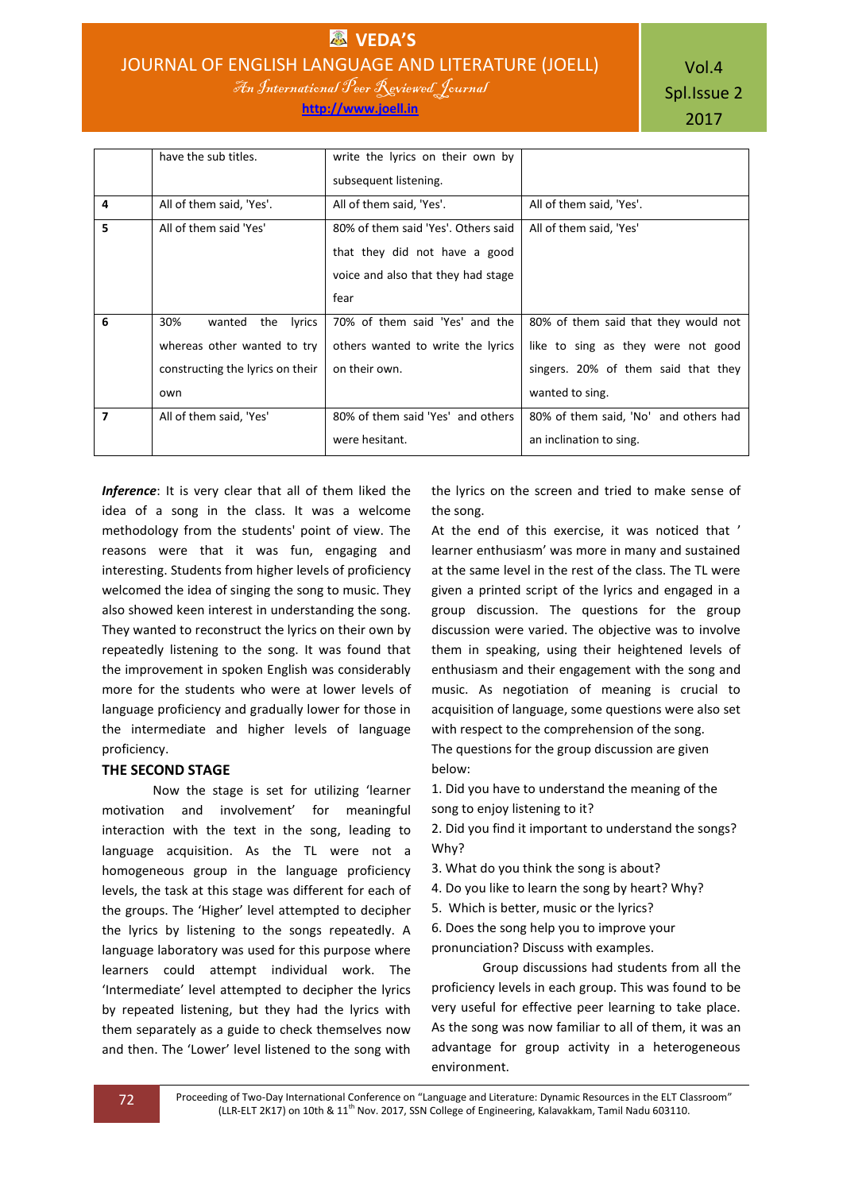|  |  |  |  |
|---|---|---|---|
|  | have the sub titles. | write the lyrics on their own by subsequent listening. |  |
| **4** | All of them said, 'Yes'. | All of them said, 'Yes'. | All of them said, 'Yes'. |
| **5** | All of them said 'Yes' | 80% of them said 'Yes'. Others said that they did not have a good voice and also that they had stage fear | All of them said, 'Yes' |
| **6** | 30% wanted the lyrics whereas other wanted to try constructing the lyrics on their own | 70% of them said 'Yes' and the others wanted to write the lyrics on their own. | 80% of them said that they would not like to sing as they were not good singers. 20% of them said that they wanted to sing. |
| **7** | All of them said, 'Yes' | 80% of them said 'Yes' and others were hesitant. | 80% of them said, 'No' and others had an inclination to sing. |

***Inference***: It is very clear that all of them liked the idea of a song in the class. It was a welcome methodology from the students' point of view. The reasons were that it was fun, engaging and interesting. Students from higher levels of proficiency welcomed the idea of singing the song to music. They also showed keen interest in understanding the song. They wanted to reconstruct the lyrics on their own by repeatedly listening to the song. It was found that the improvement in spoken English was considerably more for the students who were at lower levels of language proficiency and gradually lower for those in the intermediate and higher levels of language proficiency.

**THE SECOND STAGE**

Now the stage is set for utilizing 'learner motivation and involvement' for meaningful interaction with the text in the song, leading to language acquisition. As the TL were not a homogeneous group in the language proficiency levels, the task at this stage was different for each of the groups. The 'Higher' level attempted to decipher the lyrics by listening to the songs repeatedly. A language laboratory was used for this purpose where learners could attempt individual work. The 'Intermediate' level attempted to decipher the lyrics by repeated listening, but they had the lyrics with them separately as a guide to check themselves now and then. The 'Lower' level listened to the song with the lyrics on the screen and tried to make sense of the song.

At the end of this exercise, it was noticed that ' learner enthusiasm' was more in many and sustained at the same level in the rest of the class. The TL were given a printed script of the lyrics and engaged in a group discussion. The questions for the group discussion were varied. The objective was to involve them in speaking, using their heightened levels of enthusiasm and their engagement with the song and music. As negotiation of meaning is crucial to acquisition of language, some questions were also set with respect to the comprehension of the song.

The questions for the group discussion are given below:

1. Did you have to understand the meaning of the song to enjoy listening to it?
2. Did you find it important to understand the songs? Why?
3. What do you think the song is about?
4. Do you like to learn the song by heart? Why?
5. Which is better, music or the lyrics?
6. Does the song help you to improve your pronunciation? Discuss with examples.

Group discussions had students from all the proficiency levels in each group. This was found to be very useful for effective peer learning to take place. As the song was now familiar to all of them, it was an advantage for group activity in a heterogeneous environment.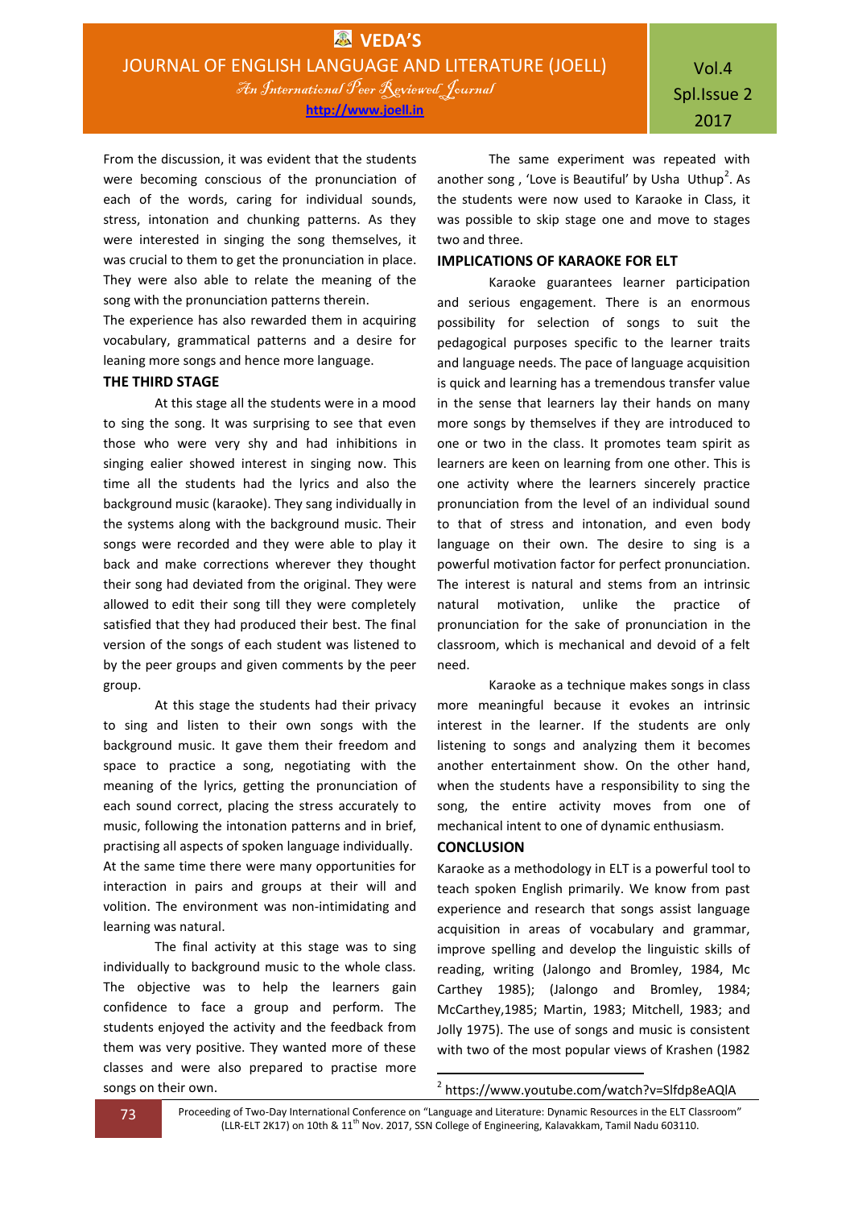From the discussion, it was evident that the students were becoming conscious of the pronunciation of each of the words, caring for individual sounds, stress, intonation and chunking patterns. As they were interested in singing the song themselves, it was crucial to them to get the pronunciation in place. They were also able to relate the meaning of the song with the pronunciation patterns therein.

The experience has also rewarded them in acquiring vocabulary, grammatical patterns and a desire for leaning more songs and hence more language.

**THE THIRD STAGE**

At this stage all the students were in a mood to sing the song. It was surprising to see that even those who were very shy and had inhibitions in singing ealier showed interest in singing now. This time all the students had the lyrics and also the background music (karaoke). They sang individually in the systems along with the background music. Their songs were recorded and they were able to play it back and make corrections wherever they thought their song had deviated from the original. They were allowed to edit their song till they were completely satisfied that they had produced their best. The final version of the songs of each student was listened to by the peer groups and given comments by the peer group.

At this stage the students had their privacy to sing and listen to their own songs with the background music. It gave them their freedom and space to practice a song, negotiating with the meaning of the lyrics, getting the pronunciation of each sound correct, placing the stress accurately to music, following the intonation patterns and in brief, practising all aspects of spoken language individually. At the same time there were many opportunities for interaction in pairs and groups at their will and volition. The environment was non-intimidating and learning was natural.

The final activity at this stage was to sing individually to background music to the whole class. The objective was to help the learners gain confidence to face a group and perform. The students enjoyed the activity and the feedback from them was very positive. They wanted more of these classes and were also prepared to practise more songs on their own.

The same experiment was repeated with another song , 'Love is Beautiful' by Usha Uthup[2]. As the students were now used to Karaoke in Class, it was possible to skip stage one and move to stages two and three.

**IMPLICATIONS OF KARAOKE FOR ELT**

Karaoke guarantees learner participation and serious engagement. There is an enormous possibility for selection of songs to suit the pedagogical purposes specific to the learner traits and language needs. The pace of language acquisition is quick and learning has a tremendous transfer value in the sense that learners lay their hands on many more songs by themselves if they are introduced to one or two in the class. It promotes team spirit as learners are keen on learning from one other. This is one activity where the learners sincerely practice pronunciation from the level of an individual sound to that of stress and intonation, and even body language on their own. The desire to sing is a powerful motivation factor for perfect pronunciation. The interest is natural and stems from an intrinsic natural motivation, unlike the practice of pronunciation for the sake of pronunciation in the classroom, which is mechanical and devoid of a felt need.

Karaoke as a technique makes songs in class more meaningful because it evokes an intrinsic interest in the learner. If the students are only listening to songs and analyzing them it becomes another entertainment show. On the other hand, when the students have a responsibility to sing the song, the entire activity moves from one of mechanical intent to one of dynamic enthusiasm.

**CONCLUSION**

Karaoke as a methodology in ELT is a powerful tool to teach spoken English primarily. We know from past experience and research that songs assist language acquisition in areas of vocabulary and grammar, improve spelling and develop the linguistic skills of reading, writing (Jalongo and Bromley, 1984, Mc Carthey 1985); (Jalongo and Bromley, 1984; McCarthey,1985; Martin, 1983; Mitchell, 1983; and Jolly 1975). The use of songs and music is consistent with two of the most popular views of Krashen (1982

---

[2] https://www.youtube.com/watch?v=Slfdp8eAQlA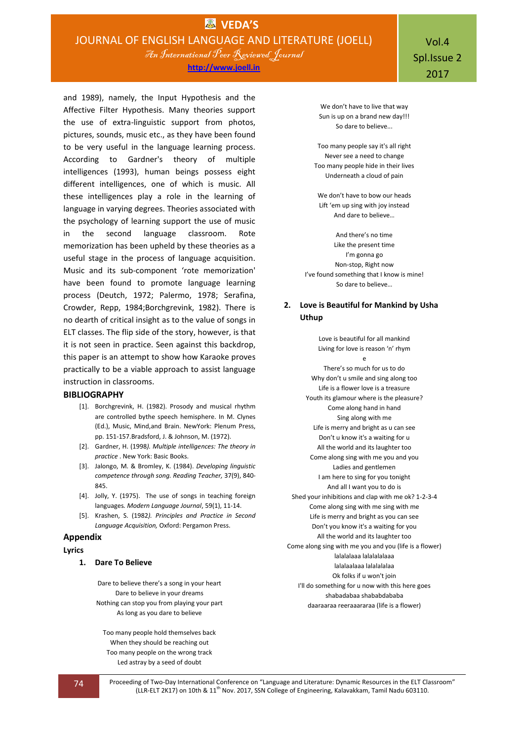and 1989), namely, the Input Hypothesis and the Affective Filter Hypothesis. Many theories support the use of extra-linguistic support from photos, pictures, sounds, music etc., as they have been found to be very useful in the language learning process. According to Gardner's theory of multiple intelligences (1993), human beings possess eight different intelligences, one of which is music. All these intelligences play a role in the learning of language in varying degrees. Theories associated with the psychology of learning support the use of music in the second language classroom. Rote memorization has been upheld by these theories as a useful stage in the process of language acquisition. Music and its sub-component 'rote memorization' have been found to promote language learning process (Deutch, 1972; Palermo, 1978; Serafina, Crowder, Repp, 1984;Borchgrevink, 1982). There is no dearth of critical insight as to the value of songs in ELT classes. The flip side of the story, however, is that it is not seen in practice. Seen against this backdrop, this paper is an attempt to show how Karaoke proves practically to be a viable approach to assist language instruction in classrooms.

## BIBLIOGRAPHY

[1]. Borchgrevink, H. (1982). Prosody and musical rhythm are controlled bythe speech hemisphere. In M. Clynes (Ed.), Music, Mind,and Brain. NewYork: Plenum Press, pp. 151-157.Bradsford, J. & Johnson, M. (1972).

[2]. Gardner, H. (1998*). Multiple intelligences: The theory in practice* . New York: Basic Books.

[3]. Jalongo, M. & Bromley, K. (1984). *Developing linguistic competence through song. Reading Teacher,* 37(9), 840-845.

[4]. Jolly, Y. (1975). The use of songs in teaching foreign languages*. Modern Language Journal*, 59(1), 11-14.

[5]. Krashen, S. (1982*). Principles and Practice in Second Language Acquisition,* Oxford: Pergamon Press.

## Appendix

### Lyrics

### 1. Dare To Believe

Dare to believe there's a song in your heart
Dare to believe in your dreams
Nothing can stop you from playing your part
As long as you dare to believe

Too many people hold themselves back
When they should be reaching out
Too many people on the wrong track
Led astray by a seed of doubt

We don't have to live that way
Sun is up on a brand new day!!!
So dare to believe...

Too many people say it's all right
Never see a need to change
Too many people hide in their lives
Underneath a cloud of pain

We don't have to bow our heads
Lift 'em up sing with joy instead
And dare to believe…

And there's no time
Like the present time
I'm gonna go
Non-stop, Right now
I've found something that I know is mine!
So dare to believe…

### 2. Love is Beautiful for Mankind by Usha Uthup

Love is beautiful for all mankind
Living for love is reason 'n' rhym
e
There's so much for us to do
Why don't u smile and sing along too
Life is a flower love is a treasure
Youth its glamour where is the pleasure?
Come along hand in hand
Sing along with me
Life is merry and bright as u can see
Don't u know it's a waiting for u
All the world and its laughter too
Come along sing with me you and you
Ladies and gentlemen
I am here to sing for you tonight
And all I want you to do is
Shed your inhibitions and clap with me ok? 1-2-3-4
Come along sing with me sing with me
Life is merry and bright as you can see
Don't you know it's a waiting for you
All the world and its laughter too
Come along sing with me you and you (life is a flower)
lalalalaaa lalalalalaaa
lalalaalaaa lalalalalaa
Ok folks if u won't join
I'll do something for u now with this here goes
shabadabaa shababdababa
daaraaraa reeraaararaa (life is a flower)